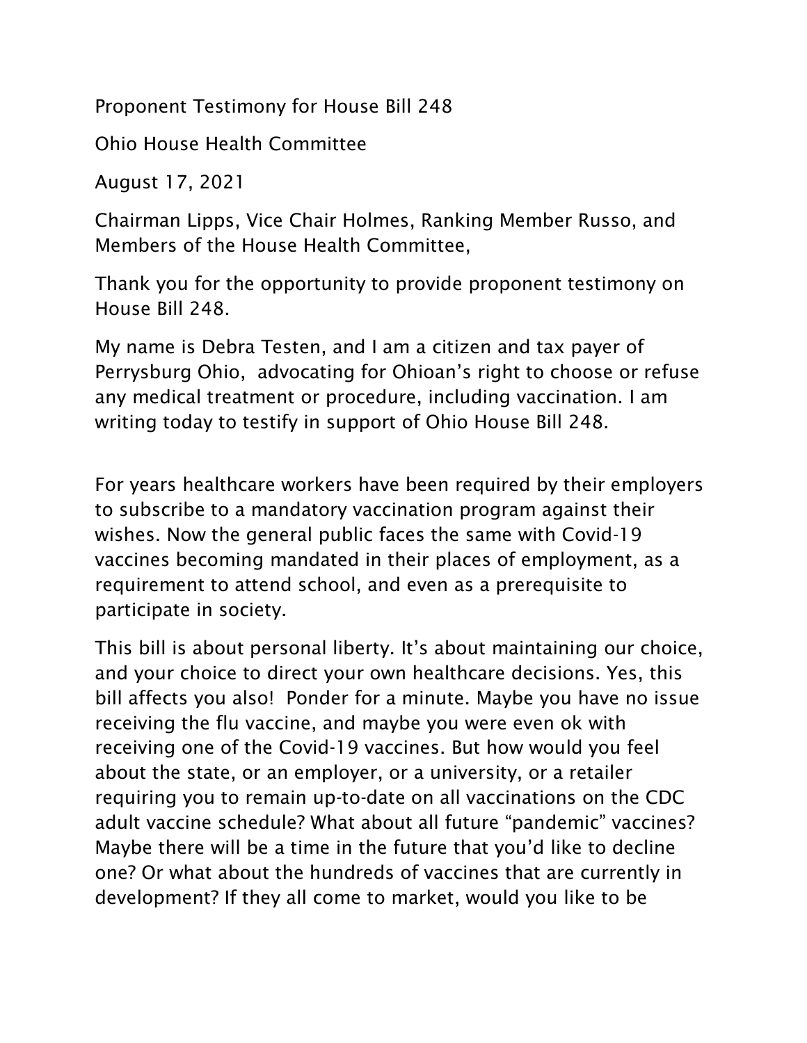Proponent Testimony for House Bill 248

Ohio House Health Committee

August 17, 2021

Chairman Lipps, Vice Chair Holmes, Ranking Member Russo, and Members of the House Health Committee,

Thank you for the opportunity to provide proponent testimony on House Bill 248.

My name is Debra Testen, and I am a citizen and tax payer of Perrysburg Ohio, advocating for Ohioan's right to choose or refuse any medical treatment or procedure, including vaccination. I am writing today to testify in support of Ohio House Bill 248.

For years healthcare workers have been required by their employers to subscribe to a mandatory vaccination program against their wishes. Now the general public faces the same with Covid-19 vaccines becoming mandated in their places of employment, as a requirement to attend school, and even as a prerequisite to participate in society.

This bill is about personal liberty. It's about maintaining our choice, and your choice to direct your own healthcare decisions. Yes, this bill affects you also! Ponder for a minute. Maybe you have no issue receiving the flu vaccine, and maybe you were even ok with receiving one of the Covid-19 vaccines. But how would you feel about the state, or an employer, or a university, or a retailer requiring you to remain up-to-date on all vaccinations on the CDC adult vaccine schedule? What about all future "pandemic" vaccines? Maybe there will be a time in the future that you'd like to decline one? Or what about the hundreds of vaccines that are currently in development? If they all come to market, would you like to be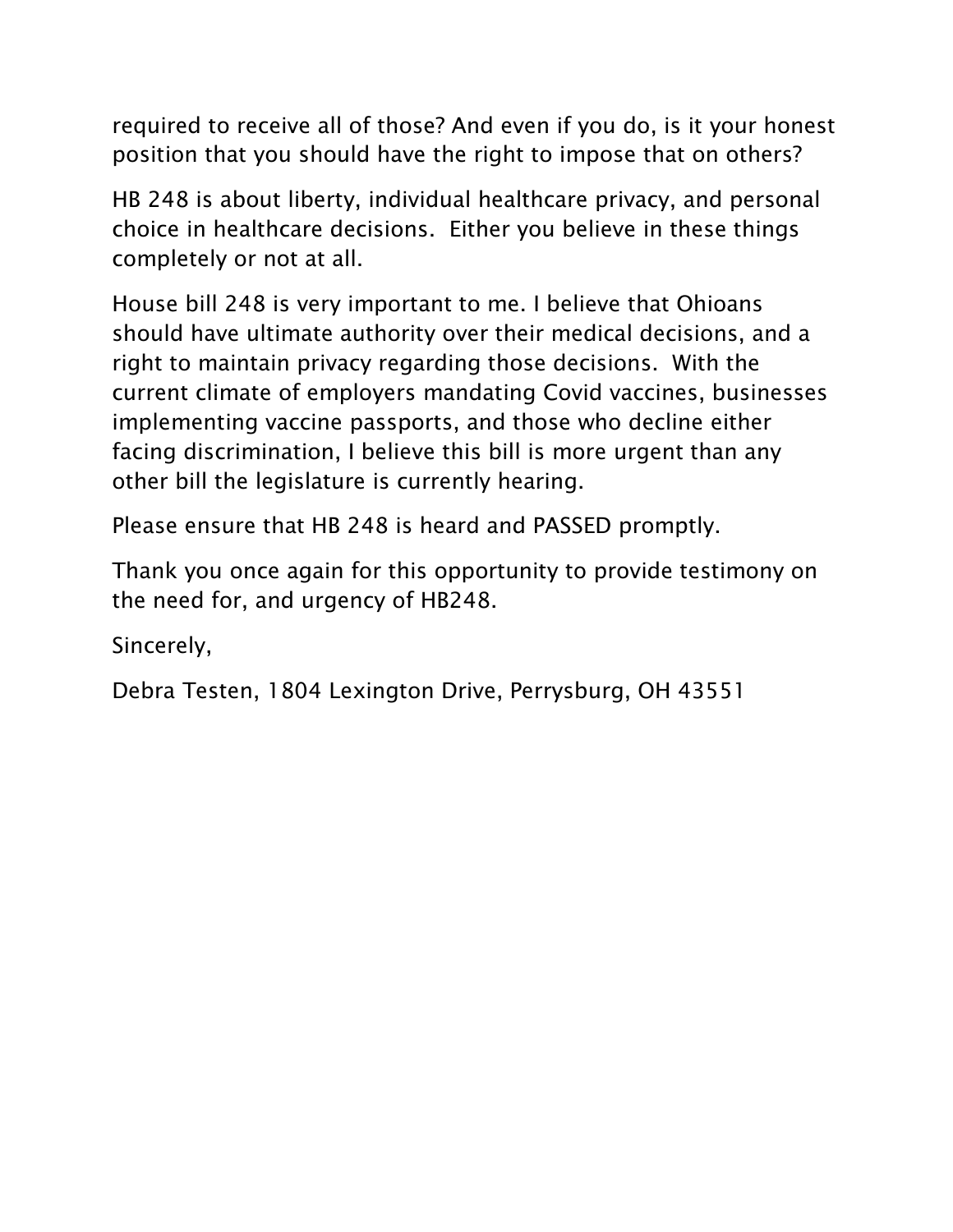required to receive all of those? And even if you do, is it your honest position that you should have the right to impose that on others?

HB 248 is about liberty, individual healthcare privacy, and personal choice in healthcare decisions. Either you believe in these things completely or not at all.

House bill 248 is very important to me. I believe that Ohioans should have ultimate authority over their medical decisions, and a right to maintain privacy regarding those decisions. With the current climate of employers mandating Covid vaccines, businesses implementing vaccine passports, and those who decline either facing discrimination, I believe this bill is more urgent than any other bill the legislature is currently hearing.

Please ensure that HB 248 is heard and PASSED promptly.

Thank you once again for this opportunity to provide testimony on the need for, and urgency of HB248.

Sincerely,

Debra Testen, 1804 Lexington Drive, Perrysburg, OH 43551